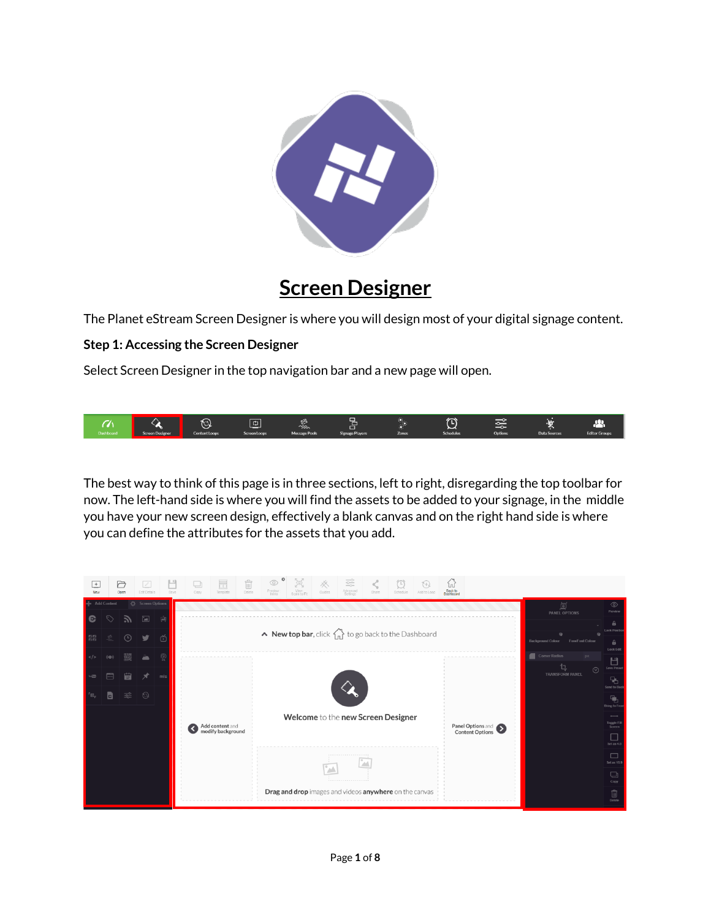# Screen Designer

The Planet eStream Screen Designer is where you will design most of your digital signage content.

**Step 1: Accessing the Screen Designer**

Select Screen Designer in the top navigation bar and a new page will open.

The best way to think of this page is in three sections, left to right, disregarding the top toolbar for now. The left-hand side is where you will find the assets to be added to your signage, in the middle you have your new screen design, effectively a blank canvas and on the right hand side is where you can define the attributes for the assets that you add.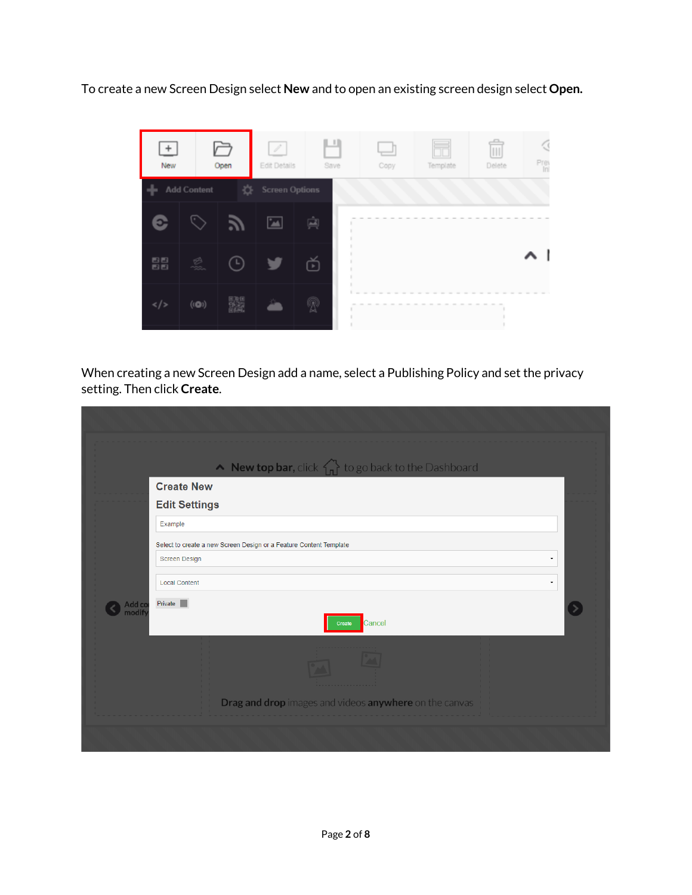To create a new Screen Design select **New** and to open an existing screen design select **Open.**

When creating a new Screen Design add a name, select a Publishing Policy and set the privacy setting. Then click **Create**.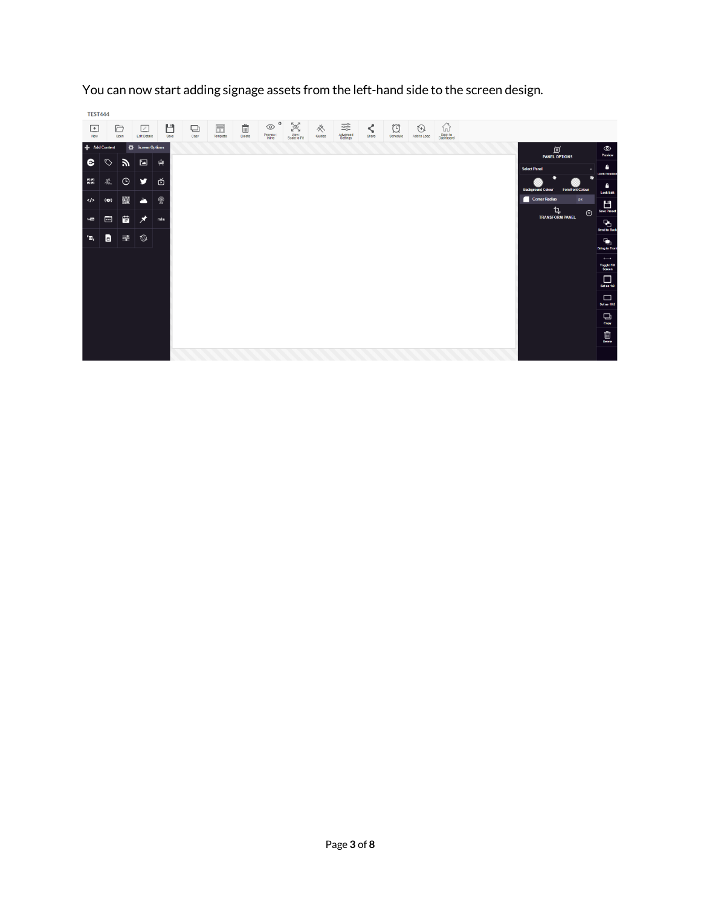You can now start adding signage assets from the left-hand side to the screen design.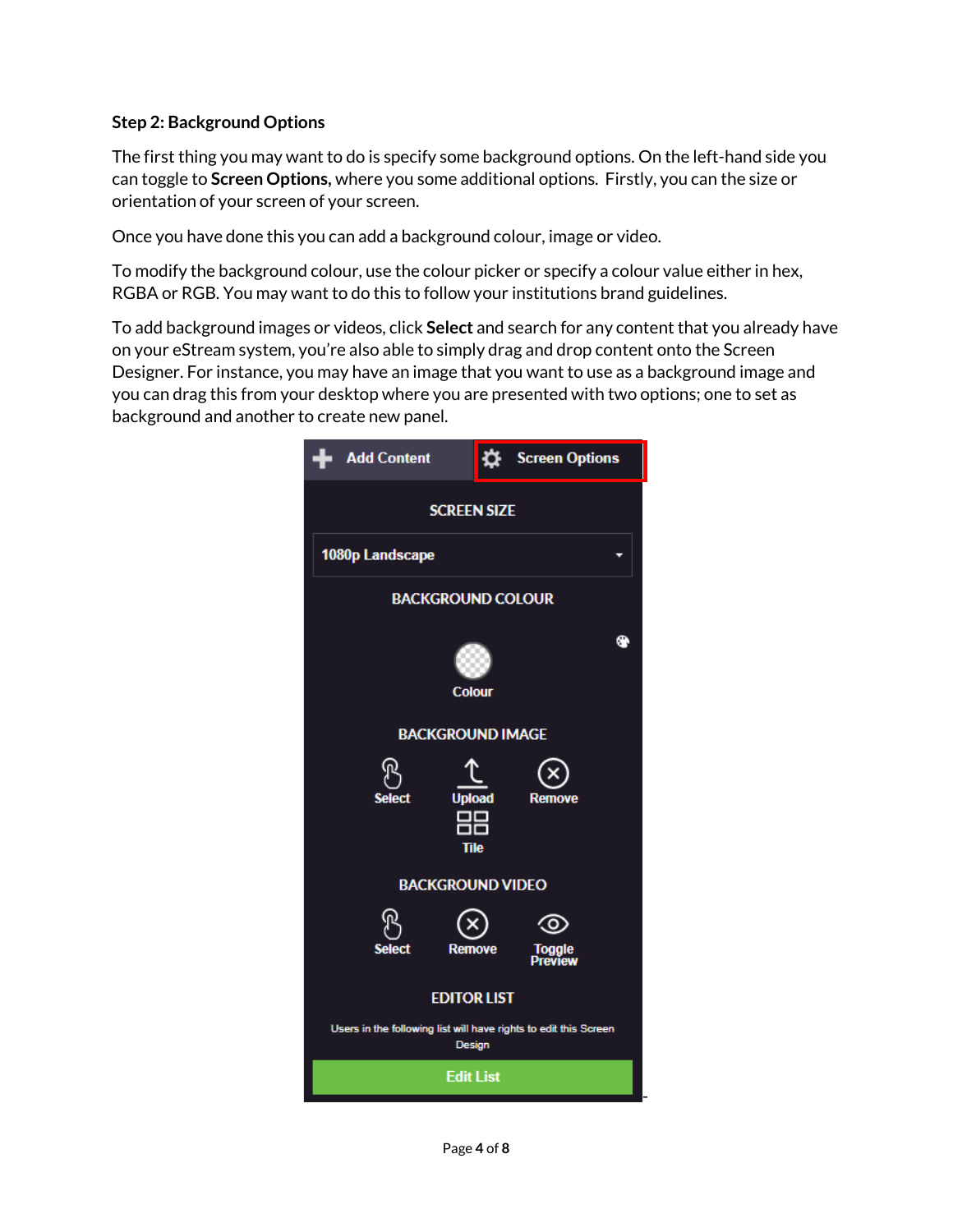**Step 2: Background Options**

The first thing you may want to do is specify some background options. On the left-hand side you can toggle to **Screen Options,** where you some additional options. Firstly, you can the size or orientation of your screen of your screen.

Once you have done this you can add a background colour, image or video.

To modify the background colour, use the colour picker or specify a colour value either in hex, RGBA or RGB. You may want to do this to follow your institutions brand guidelines.

To add background images or videos, click **Select** and search for any content that you already have on your eStream system, you're also able to simply drag and drop content onto the Screen Designer. For instance, you may have an image that you want to use as a background image and you can drag this from your desktop where you are presented with two options; one to set as background and another to create new panel.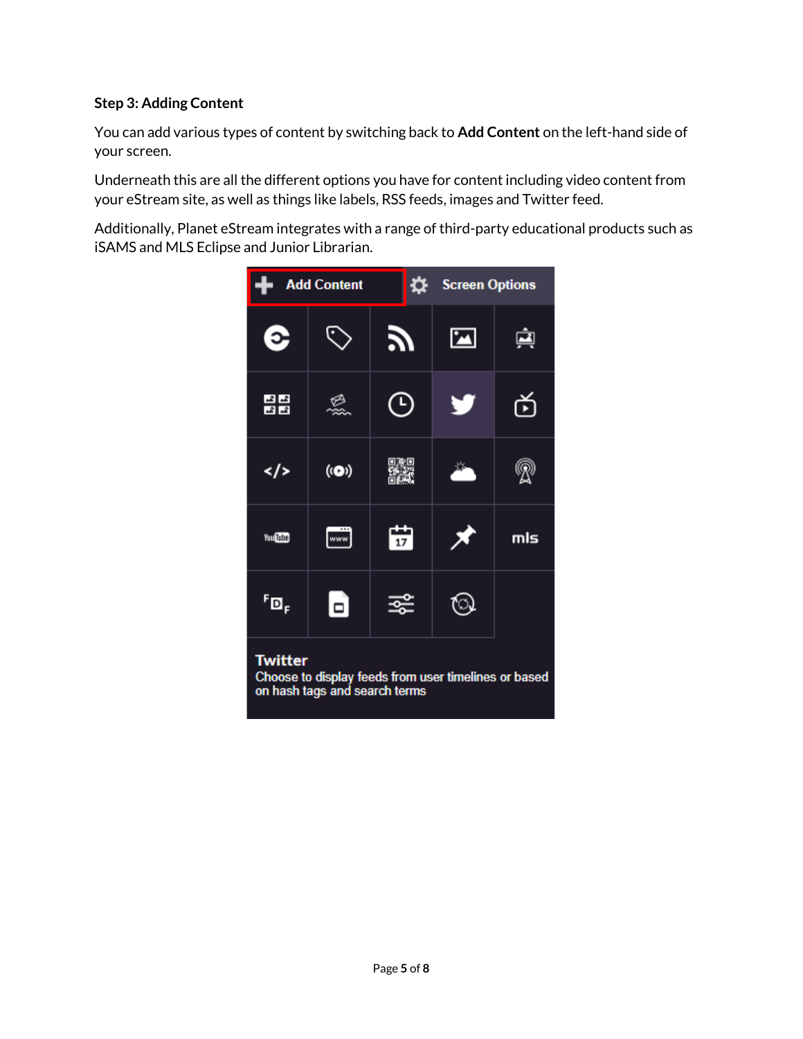**Step 3: Adding Content**

You can add various types of content by switching back to **Add Content** on the left-hand side of your screen.

Underneath this are all the different options you have for content including video content from your eStream site, as well as things like labels, RSS feeds, images and Twitter feed.

Additionally, Planet eStream integrates with a range of third-party educational products such as iSAMS and MLS Eclipse and Junior Librarian.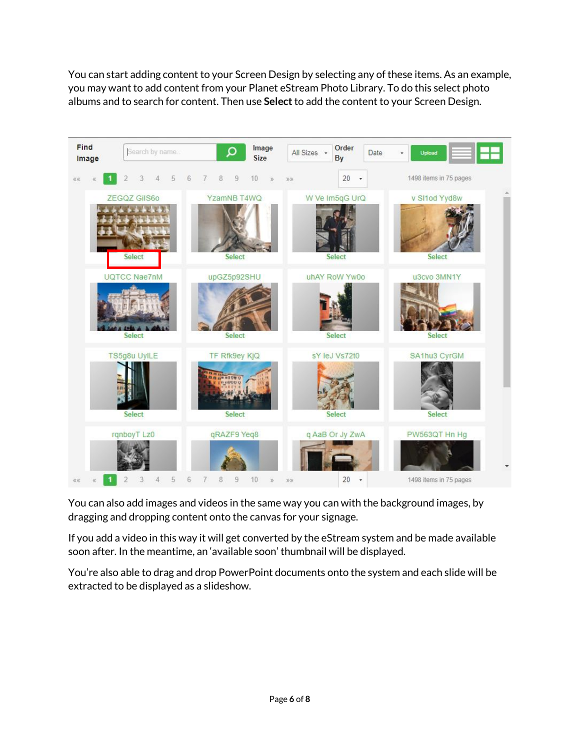You can start adding content to your Screen Design by selecting any of these items. As an example, you may want to add content from your Planet eStream Photo Library. To do this select photo albums and to search for content. Then use **Select** to add the content to your Screen Design.

You can also add images and videos in the same way you can with the background images, by dragging and dropping content onto the canvas for your signage.

If you add a video in this way it will get converted by the eStream system and be made available soon after. In the meantime, an 'available soon' thumbnail will be displayed.

You're also able to drag and drop PowerPoint documents onto the system and each slide will be extracted to be displayed as a slideshow.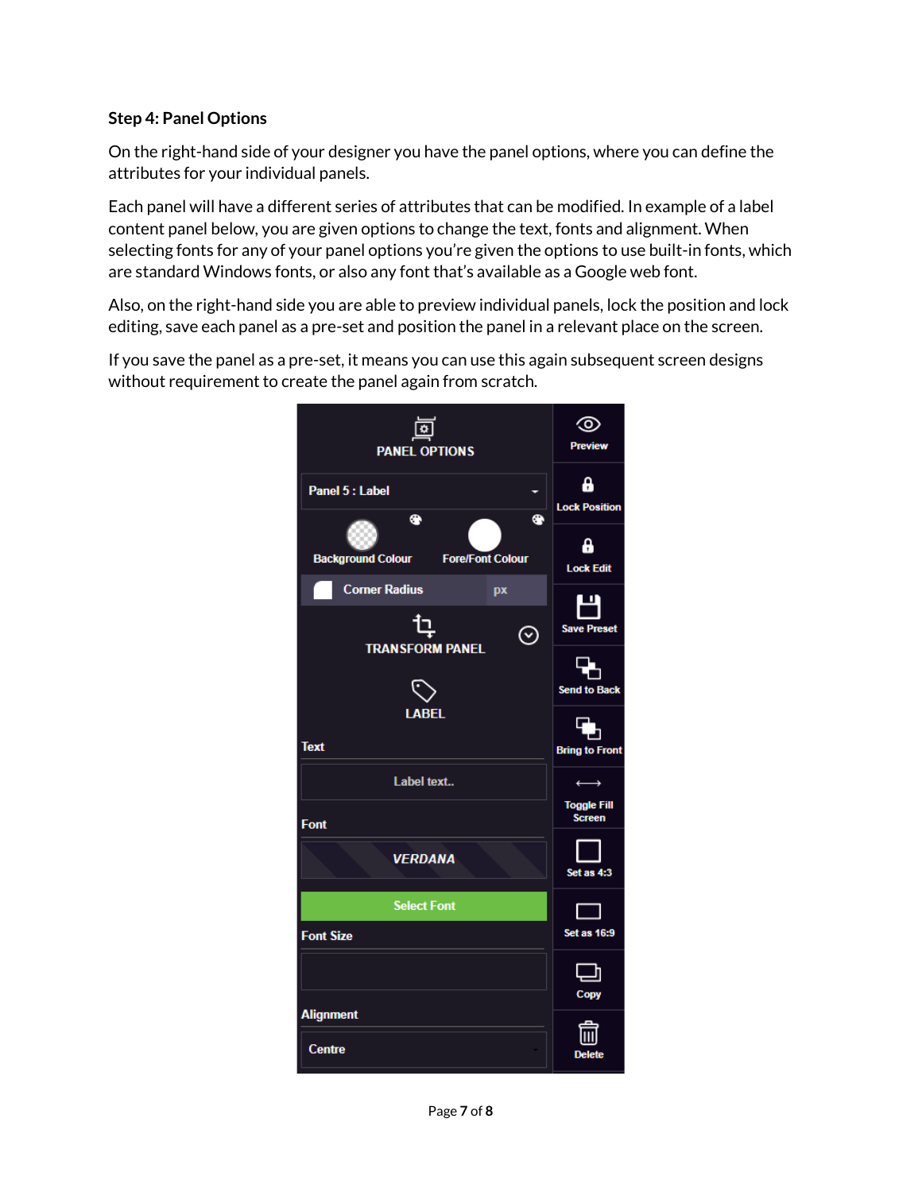**Step 4: Panel Options**

On the right-hand side of your designer you have the panel options, where you can define the attributes for your individual panels.

Each panel will have a different series of attributes that can be modified. In example of a label content panel below, you are given options to change the text, fonts and alignment. When selecting fonts for any of your panel options you're given the options to use built-in fonts, which are standard Windows fonts, or also any font that's available as a Google web font.

Also, on the right-hand side you are able to preview individual panels, lock the position and lock editing, save each panel as a pre-set and position the panel in a relevant place on the screen.

If you save the panel as a pre-set, it means you can use this again subsequent screen designs without requirement to create the panel again from scratch.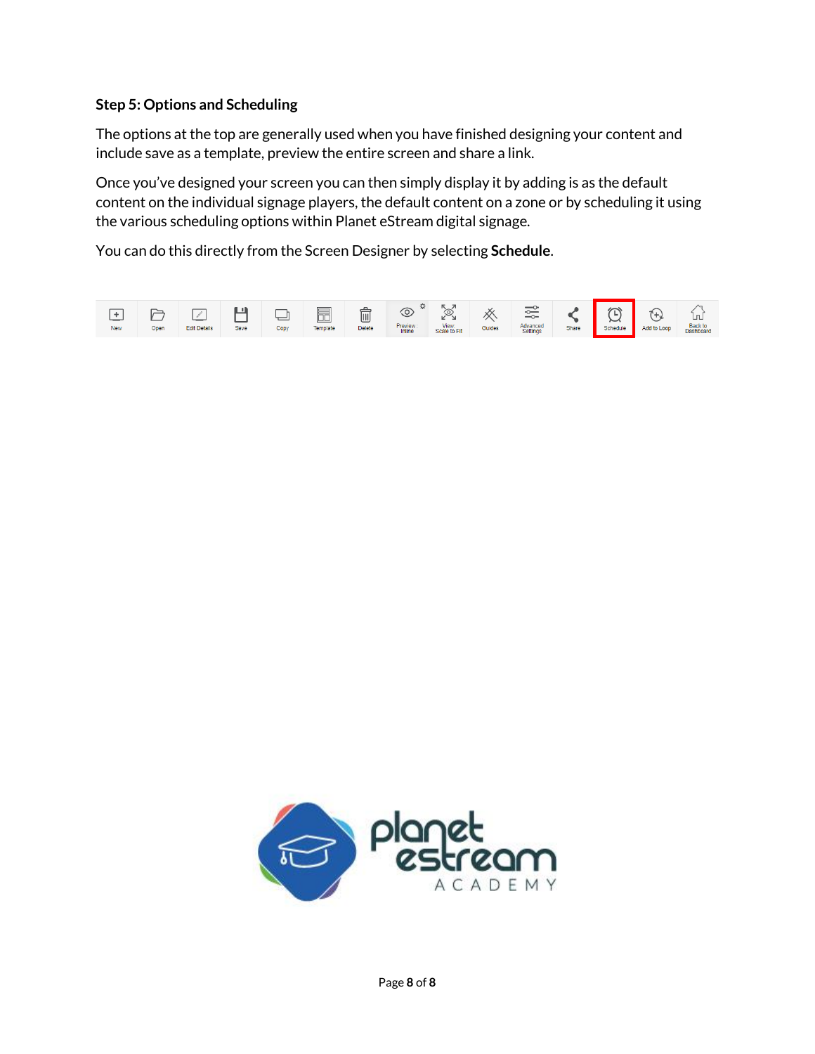**Step 5: Options and Scheduling**

The options at the top are generally used when you have finished designing your content and include save as a template, preview the entire screen and share a link.

Once you've designed your screen you can then simply display it by adding is as the default content on the individual signage players, the default content on a zone or by scheduling it using the various scheduling options within Planet eStream digital signage.

You can do this directly from the Screen Designer by selecting **Schedule**.